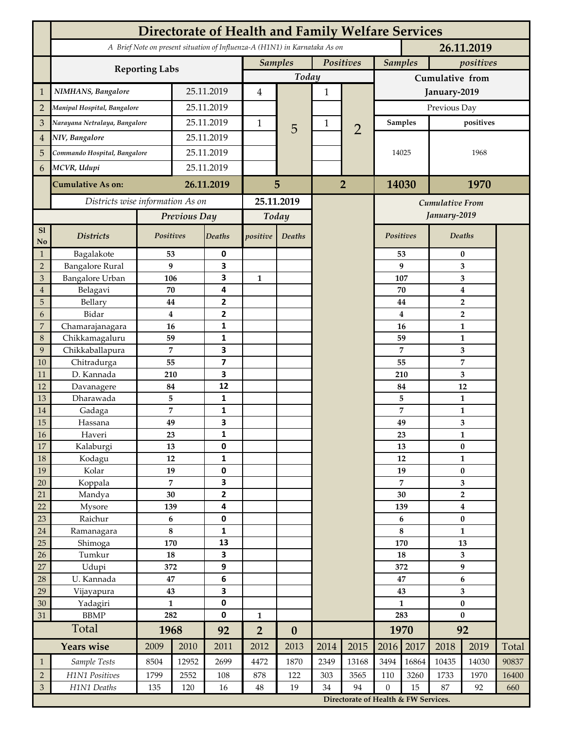# Directorate of Health and Family Welfare Services

*A Brief Note on present situation of Influenza-A (H1N1) in Karnataka As on* **26.11.2019**

| | Reporting Labs | | Samples Today | | Positives Today | | Samples Cumulative from January-2019 | positives Cumulative from January-2019 |
|---|---|---|---|---|---|---|---|---|
| 1 | *NIMHANS, Bangalore* | 25.11.2019 | 4 | 5 | 1 | 2 | Previous Day | |
| 2 | *Manipal Hospital, Bangalore* | 25.11.2019 | | | | | Samples | positives |
| 3 | *Narayana Netralaya, Bangalore* | 25.11.2019 | 1 | | 1 | | 14025 | 1968 |
| 4 | *NIV, Bangalore* | 25.11.2019 | | | | | | |
| 5 | *Commando Hospital, Bangalore* | 25.11.2019 | | | | | | |
| 6 | *MCVR, Udupi* | 25.11.2019 | | | | | | |
| | **Cumulative As on:** | **26.11.2019** | **5** | | **2** | | **14030** | **1970** |

*Districts wise information As on* **25.11.2019**

| Sl No | Districts | Previous Day Positives | Previous Day Deaths | Today positive | Today Deaths | Cumulative From January-2019 Positives | Cumulative From January-2019 Deaths |
|---|---|---|---|---|---|---|---|
| 1 | Bagalakote | 53 | 0 | | | 53 | 0 |
| 2 | Bangalore Rural | 9 | 3 | | | 9 | 3 |
| 3 | Bangalore Urban | 106 | 3 | 1 | | 107 | 3 |
| 4 | Belagavi | 70 | 4 | | | 70 | 4 |
| 5 | Bellary | 44 | 2 | | | 44 | 2 |
| 6 | Bidar | 4 | 2 | | | 4 | 2 |
| 7 | Chamarajanagara | 16 | 1 | | | 16 | 1 |
| 8 | Chikkamagaluru | 59 | 1 | | | 59 | 1 |
| 9 | Chikkaballapura | 7 | 3 | | | 7 | 3 |
| 10 | Chitradurga | 55 | 7 | | | 55 | 7 |
| 11 | D. Kannada | 210 | 3 | | | 210 | 3 |
| 12 | Davanagere | 84 | 12 | | | 84 | 12 |
| 13 | Dharawada | 5 | 1 | | | 5 | 1 |
| 14 | Gadaga | 7 | 1 | | | 7 | 1 |
| 15 | Hassana | 49 | 3 | | | 49 | 3 |
| 16 | Haveri | 23 | 1 | | | 23 | 1 |
| 17 | Kalaburgi | 13 | 0 | | | 13 | 0 |
| 18 | Kodagu | 12 | 1 | | | 12 | 1 |
| 19 | Kolar | 19 | 0 | | | 19 | 0 |
| 20 | Koppala | 7 | 3 | | | 7 | 3 |
| 21 | Mandya | 30 | 2 | | | 30 | 2 |
| 22 | Mysore | 139 | 4 | | | 139 | 4 |
| 23 | Raichur | 6 | 0 | | | 6 | 0 |
| 24 | Ramanagara | 8 | 1 | | | 8 | 1 |
| 25 | Shimoga | 170 | 13 | | | 170 | 13 |
| 26 | Tumkur | 18 | 3 | | | 18 | 3 |
| 27 | Udupi | 372 | 9 | | | 372 | 9 |
| 28 | U. Kannada | 47 | 6 | | | 47 | 6 |
| 29 | Vijayapura | 43 | 3 | | | 43 | 3 |
| 30 | Yadagiri | 1 | 0 | | | 1 | 0 |
| 31 | BBMP | 282 | 0 | 1 | | 283 | 0 |
| | **Total** | **1968** | **92** | **2** | **0** | **1970** | **92** |

| | Years wise | 2009 | 2010 | 2011 | 2012 | 2013 | 2014 | 2015 | 2016 | 2017 | 2018 | 2019 | Total |
|---|---|---|---|---|---|---|---|---|---|---|---|---|---|
| 1 | *Sample Tests* | 8504 | 12952 | 2699 | 4472 | 1870 | 2349 | 13168 | 3494 | 16864 | 10435 | 14030 | 90837 |
| 2 | *H1N1 Positives* | 1799 | 2552 | 108 | 878 | 122 | 303 | 3565 | 110 | 3260 | 1733 | 1970 | 16400 |
| 3 | *H1N1 Deaths* | 135 | 120 | 16 | 48 | 19 | 34 | 94 | 0 | 15 | 87 | 92 | 660 |

**Directorate of Health & FW Services.**